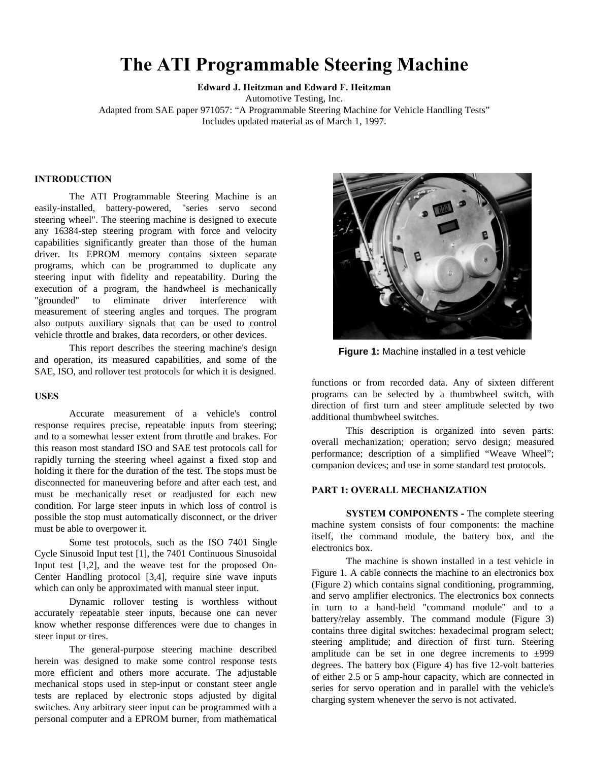# The ATI Programmable Steering Machine

**Edward J. Heitzman and Edward F. Heitzman**
Automotive Testing, Inc.
Adapted from SAE paper 971057: "A Programmable Steering Machine for Vehicle Handling Tests"
Includes updated material as of March 1, 1997.

## INTRODUCTION

The ATI Programmable Steering Machine is an easily-installed, battery-powered, "series servo second steering wheel". The steering machine is designed to execute any 16384-step steering program with force and velocity capabilities significantly greater than those of the human driver. Its EPROM memory contains sixteen separate programs, which can be programmed to duplicate any steering input with fidelity and repeatability. During the execution of a program, the handwheel is mechanically "grounded" to eliminate driver interference with measurement of steering angles and torques. The program also outputs auxiliary signals that can be used to control vehicle throttle and brakes, data recorders, or other devices.

This report describes the steering machine's design and operation, its measured capabilities, and some of the SAE, ISO, and rollover test protocols for which it is designed.

## USES

Accurate measurement of a vehicle's control response requires precise, repeatable inputs from steering; and to a somewhat lesser extent from throttle and brakes. For this reason most standard ISO and SAE test protocols call for rapidly turning the steering wheel against a fixed stop and holding it there for the duration of the test. The stops must be disconnected for maneuvering before and after each test, and must be mechanically reset or readjusted for each new condition. For large steer inputs in which loss of control is possible the stop must automatically disconnect, or the driver must be able to overpower it.

Some test protocols, such as the ISO 7401 Single Cycle Sinusoid Input test [1], the 7401 Continuous Sinusoidal Input test [1,2], and the weave test for the proposed On-Center Handling protocol [3,4], require sine wave inputs which can only be approximated with manual steer input.

Dynamic rollover testing is worthless without accurately repeatable steer inputs, because one can never know whether response differences were due to changes in steer input or tires.

The general-purpose steering machine described herein was designed to make some control response tests more efficient and others more accurate. The adjustable mechanical stops used in step-input or constant steer angle tests are replaced by electronic stops adjusted by digital switches. Any arbitrary steer input can be programmed with a personal computer and a EPROM burner, from mathematical functions or from recorded data. Any of sixteen different programs can be selected by a thumbwheel switch, with direction of first turn and steer amplitude selected by two additional thumbwheel switches.

**Figure 1:** Machine installed in a test vehicle

This description is organized into seven parts: overall mechanization; operation; servo design; measured performance; description of a simplified "Weave Wheel"; companion devices; and use in some standard test protocols.

## PART 1: OVERALL MECHANIZATION

**SYSTEM COMPONENTS -** The complete steering machine system consists of four components: the machine itself, the command module, the battery box, and the electronics box.

The machine is shown installed in a test vehicle in Figure 1. A cable connects the machine to an electronics box (Figure 2) which contains signal conditioning, programming, and servo amplifier electronics. The electronics box connects in turn to a hand-held "command module" and to a battery/relay assembly. The command module (Figure 3) contains three digital switches: hexadecimal program select; steering amplitude; and direction of first turn. Steering amplitude can be set in one degree increments to ±999 degrees. The battery box (Figure 4) has five 12-volt batteries of either 2.5 or 5 amp-hour capacity, which are connected in series for servo operation and in parallel with the vehicle's charging system whenever the servo is not activated.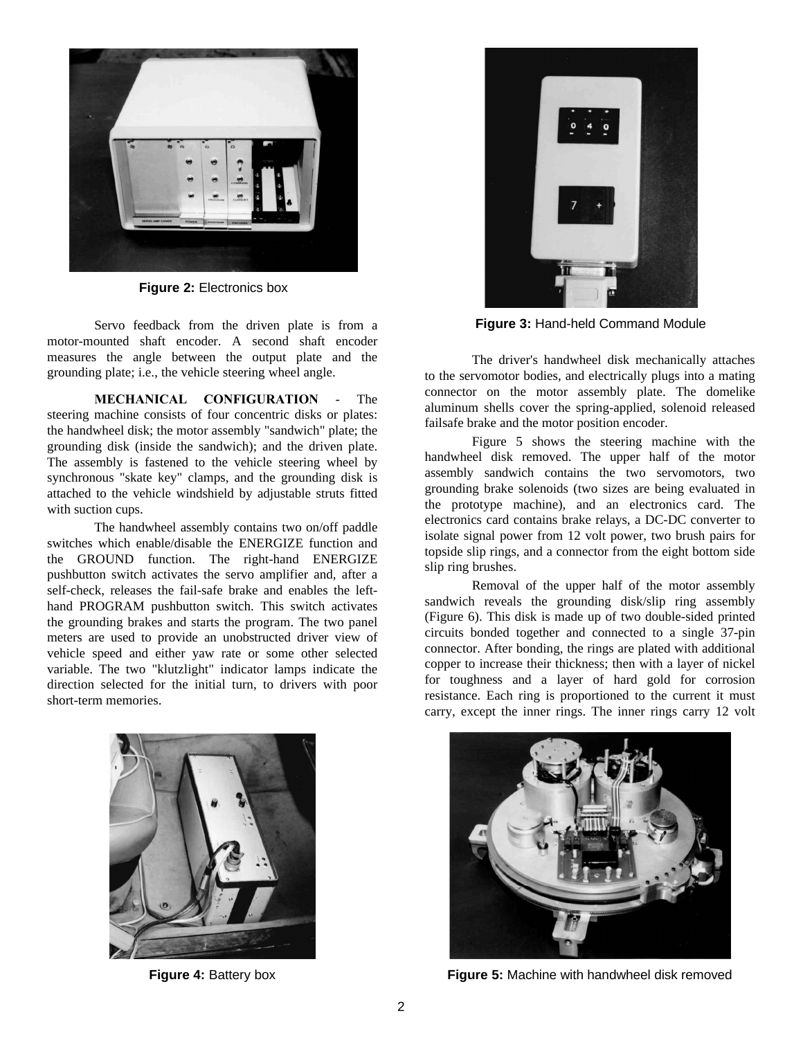Figure 2: Electronics box

Servo feedback from the driven plate is from a motor-mounted shaft encoder. A second shaft encoder measures the angle between the output plate and the grounding plate; i.e., the vehicle steering wheel angle.

**MECHANICAL CONFIGURATION** - The steering machine consists of four concentric disks or plates: the handwheel disk; the motor assembly "sandwich" plate; the grounding disk (inside the sandwich); and the driven plate. The assembly is fastened to the vehicle steering wheel by synchronous "skate key" clamps, and the grounding disk is attached to the vehicle windshield by adjustable struts fitted with suction cups.

The handwheel assembly contains two on/off paddle switches which enable/disable the ENERGIZE function and the GROUND function. The right-hand ENERGIZE pushbutton switch activates the servo amplifier and, after a self-check, releases the fail-safe brake and enables the left-hand PROGRAM pushbutton switch. This switch activates the grounding brakes and starts the program. The two panel meters are used to provide an unobstructed driver view of vehicle speed and either yaw rate or some other selected variable. The two "klutzlight" indicator lamps indicate the direction selected for the initial turn, to drivers with poor short-term memories.

Figure 3: Hand-held Command Module

The driver's handwheel disk mechanically attaches to the servomotor bodies, and electrically plugs into a mating connector on the motor assembly plate. The domelike aluminum shells cover the spring-applied, solenoid released failsafe brake and the motor position encoder.

Figure 5 shows the steering machine with the handwheel disk removed. The upper half of the motor assembly sandwich contains the two servomotors, two grounding brake solenoids (two sizes are being evaluated in the prototype machine), and an electronics card. The electronics card contains brake relays, a DC-DC converter to isolate signal power from 12 volt power, two brush pairs for topside slip rings, and a connector from the eight bottom side slip ring brushes.

Removal of the upper half of the motor assembly sandwich reveals the grounding disk/slip ring assembly (Figure 6). This disk is made up of two double-sided printed circuits bonded together and connected to a single 37-pin connector. After bonding, the rings are plated with additional copper to increase their thickness; then with a layer of nickel for toughness and a layer of hard gold for corrosion resistance. Each ring is proportioned to the current it must carry, except the inner rings. The inner rings carry 12 volt

Figure 4: Battery box

Figure 5: Machine with handwheel disk removed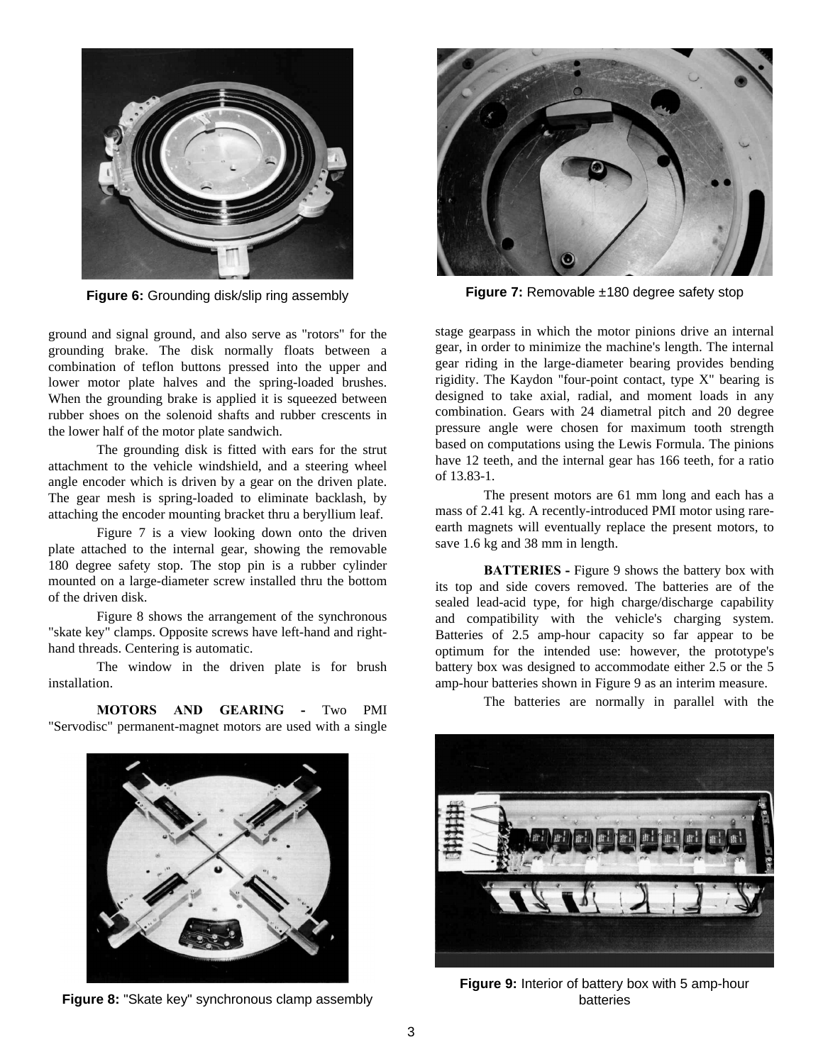**Figure 6:** Grounding disk/slip ring assembly

**Figure 7:** Removable ±180 degree safety stop

ground and signal ground, and also serve as "rotors" for the grounding brake. The disk normally floats between a combination of teflon buttons pressed into the upper and lower motor plate halves and the spring-loaded brushes. When the grounding brake is applied it is squeezed between rubber shoes on the solenoid shafts and rubber crescents in the lower half of the motor plate sandwich.

The grounding disk is fitted with ears for the strut attachment to the vehicle windshield, and a steering wheel angle encoder which is driven by a gear on the driven plate. The gear mesh is spring-loaded to eliminate backlash, by attaching the encoder mounting bracket thru a beryllium leaf.

Figure 7 is a view looking down onto the driven plate attached to the internal gear, showing the removable 180 degree safety stop. The stop pin is a rubber cylinder mounted on a large-diameter screw installed thru the bottom of the driven disk.

Figure 8 shows the arrangement of the synchronous "skate key" clamps. Opposite screws have left-hand and right-hand threads. Centering is automatic.

The window in the driven plate is for brush installation.

**MOTORS AND GEARING -** Two PMI "Servodisc" permanent-magnet motors are used with a single stage gearpass in which the motor pinions drive an internal gear, in order to minimize the machine's length. The internal gear riding in the large-diameter bearing provides bending rigidity. The Kaydon "four-point contact, type X" bearing is designed to take axial, radial, and moment loads in any combination. Gears with 24 diametral pitch and 20 degree pressure angle were chosen for maximum tooth strength based on computations using the Lewis Formula. The pinions have 12 teeth, and the internal gear has 166 teeth, for a ratio of 13.83-1.

The present motors are 61 mm long and each has a mass of 2.41 kg. A recently-introduced PMI motor using rare-earth magnets will eventually replace the present motors, to save 1.6 kg and 38 mm in length.

**BATTERIES -** Figure 9 shows the battery box with its top and side covers removed. The batteries are of the sealed lead-acid type, for high charge/discharge capability and compatibility with the vehicle's charging system. Batteries of 2.5 amp-hour capacity so far appear to be optimum for the intended use: however, the prototype's battery box was designed to accommodate either 2.5 or the 5 amp-hour batteries shown in Figure 9 as an interim measure.

The batteries are normally in parallel with the

**Figure 8:** "Skate key" synchronous clamp assembly

**Figure 9:** Interior of battery box with 5 amp-hour batteries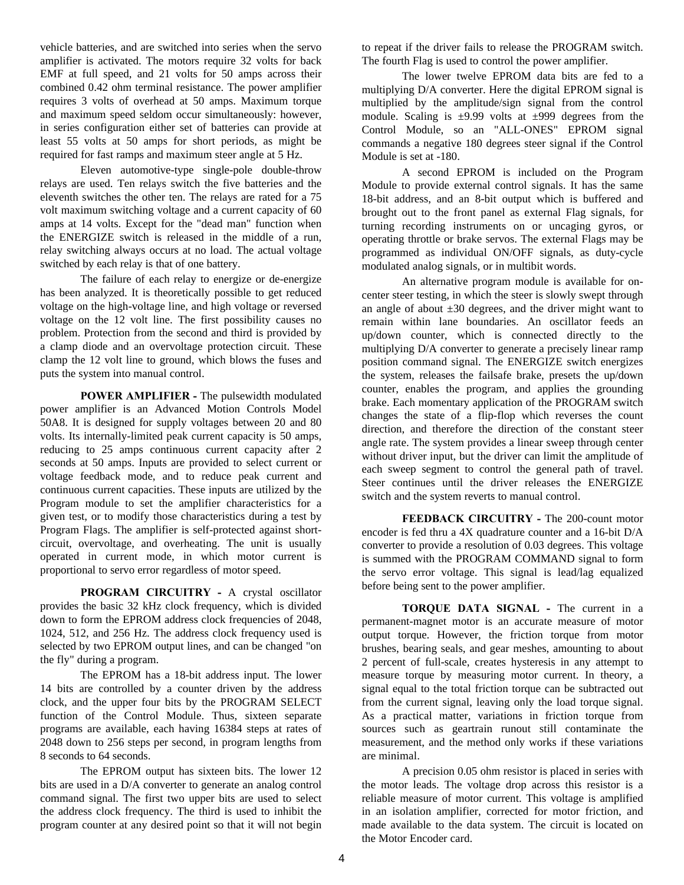vehicle batteries, and are switched into series when the servo amplifier is activated. The motors require 32 volts for back EMF at full speed, and 21 volts for 50 amps across their combined 0.42 ohm terminal resistance. The power amplifier requires 3 volts of overhead at 50 amps. Maximum torque and maximum speed seldom occur simultaneously: however, in series configuration either set of batteries can provide at least 55 volts at 50 amps for short periods, as might be required for fast ramps and maximum steer angle at 5 Hz.

Eleven automotive-type single-pole double-throw relays are used. Ten relays switch the five batteries and the eleventh switches the other ten. The relays are rated for a 75 volt maximum switching voltage and a current capacity of 60 amps at 14 volts. Except for the "dead man" function when the ENERGIZE switch is released in the middle of a run, relay switching always occurs at no load. The actual voltage switched by each relay is that of one battery.

The failure of each relay to energize or de-energize has been analyzed. It is theoretically possible to get reduced voltage on the high-voltage line, and high voltage or reversed voltage on the 12 volt line. The first possibility causes no problem. Protection from the second and third is provided by a clamp diode and an overvoltage protection circuit. These clamp the 12 volt line to ground, which blows the fuses and puts the system into manual control.

**POWER AMPLIFIER -** The pulsewidth modulated power amplifier is an Advanced Motion Controls Model 50A8. It is designed for supply voltages between 20 and 80 volts. Its internally-limited peak current capacity is 50 amps, reducing to 25 amps continuous current capacity after 2 seconds at 50 amps. Inputs are provided to select current or voltage feedback mode, and to reduce peak current and continuous current capacities. These inputs are utilized by the Program module to set the amplifier characteristics for a given test, or to modify those characteristics during a test by Program Flags. The amplifier is self-protected against short-circuit, overvoltage, and overheating. The unit is usually operated in current mode, in which motor current is proportional to servo error regardless of motor speed.

**PROGRAM CIRCUITRY -** A crystal oscillator provides the basic 32 kHz clock frequency, which is divided down to form the EPROM address clock frequencies of 2048, 1024, 512, and 256 Hz. The address clock frequency used is selected by two EPROM output lines, and can be changed "on the fly" during a program.

The EPROM has a 18-bit address input. The lower 14 bits are controlled by a counter driven by the address clock, and the upper four bits by the PROGRAM SELECT function of the Control Module. Thus, sixteen separate programs are available, each having 16384 steps at rates of 2048 down to 256 steps per second, in program lengths from 8 seconds to 64 seconds.

The EPROM output has sixteen bits. The lower 12 bits are used in a D/A converter to generate an analog control command signal. The first two upper bits are used to select the address clock frequency. The third is used to inhibit the program counter at any desired point so that it will not begin to repeat if the driver fails to release the PROGRAM switch. The fourth Flag is used to control the power amplifier.

The lower twelve EPROM data bits are fed to a multiplying D/A converter. Here the digital EPROM signal is multiplied by the amplitude/sign signal from the control module. Scaling is ±9.99 volts at ±999 degrees from the Control Module, so an "ALL-ONES" EPROM signal commands a negative 180 degrees steer signal if the Control Module is set at -180.

A second EPROM is included on the Program Module to provide external control signals. It has the same 18-bit address, and an 8-bit output which is buffered and brought out to the front panel as external Flag signals, for turning recording instruments on or uncaging gyros, or operating throttle or brake servos. The external Flags may be programmed as individual ON/OFF signals, as duty-cycle modulated analog signals, or in multibit words.

An alternative program module is available for on-center steer testing, in which the steer is slowly swept through an angle of about ±30 degrees, and the driver might want to remain within lane boundaries. An oscillator feeds an up/down counter, which is connected directly to the multiplying D/A converter to generate a precisely linear ramp position command signal. The ENERGIZE switch energizes the system, releases the failsafe brake, presets the up/down counter, enables the program, and applies the grounding brake. Each momentary application of the PROGRAM switch changes the state of a flip-flop which reverses the count direction, and therefore the direction of the constant steer angle rate. The system provides a linear sweep through center without driver input, but the driver can limit the amplitude of each sweep segment to control the general path of travel. Steer continues until the driver releases the ENERGIZE switch and the system reverts to manual control.

**FEEDBACK CIRCUITRY -** The 200-count motor encoder is fed thru a 4X quadrature counter and a 16-bit D/A converter to provide a resolution of 0.03 degrees. This voltage is summed with the PROGRAM COMMAND signal to form the servo error voltage. This signal is lead/lag equalized before being sent to the power amplifier.

**TORQUE DATA SIGNAL -** The current in a permanent-magnet motor is an accurate measure of motor output torque. However, the friction torque from motor brushes, bearing seals, and gear meshes, amounting to about 2 percent of full-scale, creates hysteresis in any attempt to measure torque by measuring motor current. In theory, a signal equal to the total friction torque can be subtracted out from the current signal, leaving only the load torque signal. As a practical matter, variations in friction torque from sources such as geartrain runout still contaminate the measurement, and the method only works if these variations are minimal.

A precision 0.05 ohm resistor is placed in series with the motor leads. The voltage drop across this resistor is a reliable measure of motor current. This voltage is amplified in an isolation amplifier, corrected for motor friction, and made available to the data system. The circuit is located on the Motor Encoder card.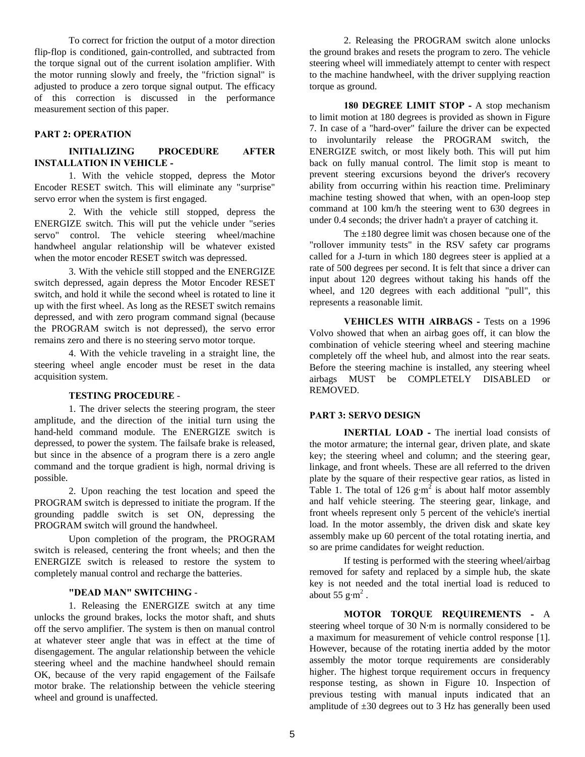To correct for friction the output of a motor direction flip-flop is conditioned, gain-controlled, and subtracted from the torque signal out of the current isolation amplifier. With the motor running slowly and freely, the "friction signal" is adjusted to produce a zero torque signal output. The efficacy of this correction is discussed in the performance measurement section of this paper.

## PART 2: OPERATION

**INITIALIZING PROCEDURE AFTER INSTALLATION IN VEHICLE -**

1. With the vehicle stopped, depress the Motor Encoder RESET switch. This will eliminate any "surprise" servo error when the system is first engaged.

2. With the vehicle still stopped, depress the ENERGIZE switch. This will put the vehicle under "series servo" control. The vehicle steering wheel/machine handwheel angular relationship will be whatever existed when the motor encoder RESET switch was depressed.

3. With the vehicle still stopped and the ENERGIZE switch depressed, again depress the Motor Encoder RESET switch, and hold it while the second wheel is rotated to line it up with the first wheel. As long as the RESET switch remains depressed, and with zero program command signal (because the PROGRAM switch is not depressed), the servo error remains zero and there is no steering servo motor torque.

4. With the vehicle traveling in a straight line, the steering wheel angle encoder must be reset in the data acquisition system.

**TESTING PROCEDURE** -

1. The driver selects the steering program, the steer amplitude, and the direction of the initial turn using the hand-held command module. The ENERGIZE switch is depressed, to power the system. The failsafe brake is released, but since in the absence of a program there is a zero angle command and the torque gradient is high, normal driving is possible.

2. Upon reaching the test location and speed the PROGRAM switch is depressed to initiate the program. If the grounding paddle switch is set ON, depressing the PROGRAM switch will ground the handwheel.

Upon completion of the program, the PROGRAM switch is released, centering the front wheels; and then the ENERGIZE switch is released to restore the system to completely manual control and recharge the batteries.

**"DEAD MAN" SWITCHING** -

1. Releasing the ENERGIZE switch at any time unlocks the ground brakes, locks the motor shaft, and shuts off the servo amplifier. The system is then on manual control at whatever steer angle that was in effect at the time of disengagement. The angular relationship between the vehicle steering wheel and the machine handwheel should remain OK, because of the very rapid engagement of the Failsafe motor brake. The relationship between the vehicle steering wheel and ground is unaffected.

2. Releasing the PROGRAM switch alone unlocks the ground brakes and resets the program to zero. The vehicle steering wheel will immediately attempt to center with respect to the machine handwheel, with the driver supplying reaction torque as ground.

**180 DEGREE LIMIT STOP -** A stop mechanism to limit motion at 180 degrees is provided as shown in Figure 7. In case of a "hard-over" failure the driver can be expected to involuntarily release the PROGRAM switch, the ENERGIZE switch, or most likely both. This will put him back on fully manual control. The limit stop is meant to prevent steering excursions beyond the driver's recovery ability from occurring within his reaction time. Preliminary machine testing showed that when, with an open-loop step command at 100 km/h the steering went to 630 degrees in under 0.4 seconds; the driver hadn't a prayer of catching it.

The ±180 degree limit was chosen because one of the "rollover immunity tests" in the RSV safety car programs called for a J-turn in which 180 degrees steer is applied at a rate of 500 degrees per second. It is felt that since a driver can input about 120 degrees without taking his hands off the wheel, and 120 degrees with each additional "pull", this represents a reasonable limit.

**VEHICLES WITH AIRBAGS -** Tests on a 1996 Volvo showed that when an airbag goes off, it can blow the combination of vehicle steering wheel and steering machine completely off the wheel hub, and almost into the rear seats. Before the steering machine is installed, any steering wheel airbags MUST be COMPLETELY DISABLED or REMOVED.

## PART 3: SERVO DESIGN

**INERTIAL LOAD -** The inertial load consists of the motor armature; the internal gear, driven plate, and skate key; the steering wheel and column; and the steering gear, linkage, and front wheels. These are all referred to the driven plate by the square of their respective gear ratios, as listed in Table 1. The total of 126 $g \cdot m^2$ is about half motor assembly and half vehicle steering. The steering gear, linkage, and front wheels represent only 5 percent of the vehicle's inertial load. In the motor assembly, the driven disk and skate key assembly make up 60 percent of the total rotating inertia, and so are prime candidates for weight reduction.

If testing is performed with the steering wheel/airbag removed for safety and replaced by a simple hub, the skate key is not needed and the total inertial load is reduced to about 55 $g \cdot m^2$ .

**MOTOR TORQUE REQUIREMENTS -** A steering wheel torque of 30 N·m is normally considered to be a maximum for measurement of vehicle control response [1]. However, because of the rotating inertia added by the motor assembly the motor torque requirements are considerably higher. The highest torque requirement occurs in frequency response testing, as shown in Figure 10. Inspection of previous testing with manual inputs indicated that an amplitude of ±30 degrees out to 3 Hz has generally been used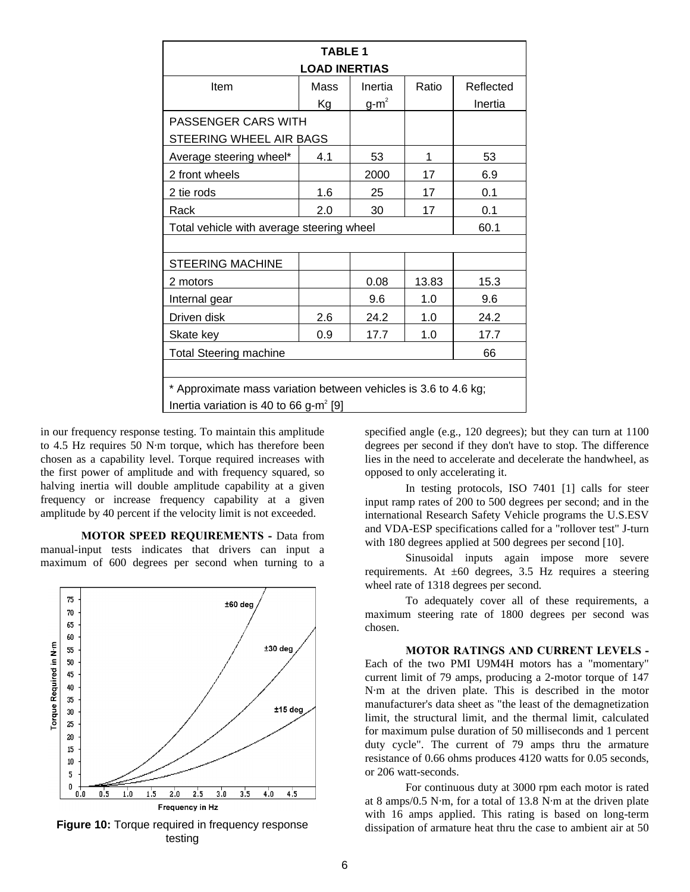| TABLE 1 LOAD INERTIAS | | | | |
|---|---|---|---|---|
| Item | Mass Kg | Inertia g-m$^2$ | Ratio | Reflected Inertia |
| PASSENGER CARS WITH STEERING WHEEL AIR BAGS | | | | |
| Average steering wheel* | 4.1 | 53 | 1 | 53 |
| 2 front wheels | | 2000 | 17 | 6.9 |
| 2 tie rods | 1.6 | 25 | 17 | 0.1 |
| Rack | 2.0 | 30 | 17 | 0.1 |
| Total vehicle with average steering wheel | | | | 60.1 |
| | | | | |
| STEERING MACHINE | | | | |
| 2 motors | | 0.08 | 13.83 | 15.3 |
| Internal gear | | 9.6 | 1.0 | 9.6 |
| Driven disk | 2.6 | 24.2 | 1.0 | 24.2 |
| Skate key | 0.9 | 17.7 | 1.0 | 17.7 |
| Total Steering machine | | | | 66 |
| | | | | |
| * Approximate mass variation between vehicles is 3.6 to 4.6 kg; Inertia variation is 40 to 66 g-m$^2$ [9] | | | | |

in our frequency response testing. To maintain this amplitude to 4.5 Hz requires 50 N·m torque, which has therefore been chosen as a capability level. Torque required increases with the first power of amplitude and with frequency squared, so halving inertia will double amplitude capability at a given frequency or increase frequency capability at a given amplitude by 40 percent if the velocity limit is not exceeded.

**MOTOR SPEED REQUIREMENTS -** Data from manual-input tests indicates that drivers can input a maximum of 600 degrees per second when turning to a specified angle (e.g., 120 degrees); but they can turn at 1100 degrees per second if they don't have to stop. The difference lies in the need to accelerate and decelerate the handwheel, as opposed to only accelerating it.

**Figure 10:** Torque required in frequency response testing

In testing protocols, ISO 7401 [1] calls for steer input ramp rates of 200 to 500 degrees per second; and in the international Research Safety Vehicle programs the U.S.ESV and VDA-ESP specifications called for a "rollover test" J-turn with 180 degrees applied at 500 degrees per second [10].

Sinusoidal inputs again impose more severe requirements. At ±60 degrees, 3.5 Hz requires a steering wheel rate of 1318 degrees per second.

To adequately cover all of these requirements, a maximum steering rate of 1800 degrees per second was chosen.

**MOTOR RATINGS AND CURRENT LEVELS -** Each of the two PMI U9M4H motors has a "momentary" current limit of 79 amps, producing a 2-motor torque of 147 N·m at the driven plate. This is described in the motor manufacturer's data sheet as "the least of the demagnetization limit, the structural limit, and the thermal limit, calculated for maximum pulse duration of 50 milliseconds and 1 percent duty cycle". The current of 79 amps thru the armature resistance of 0.66 ohms produces 4120 watts for 0.05 seconds, or 206 watt-seconds.

For continuous duty at 3000 rpm each motor is rated at 8 amps/0.5 N·m, for a total of 13.8 N·m at the driven plate with 16 amps applied. This rating is based on long-term dissipation of armature heat thru the case to ambient air at 50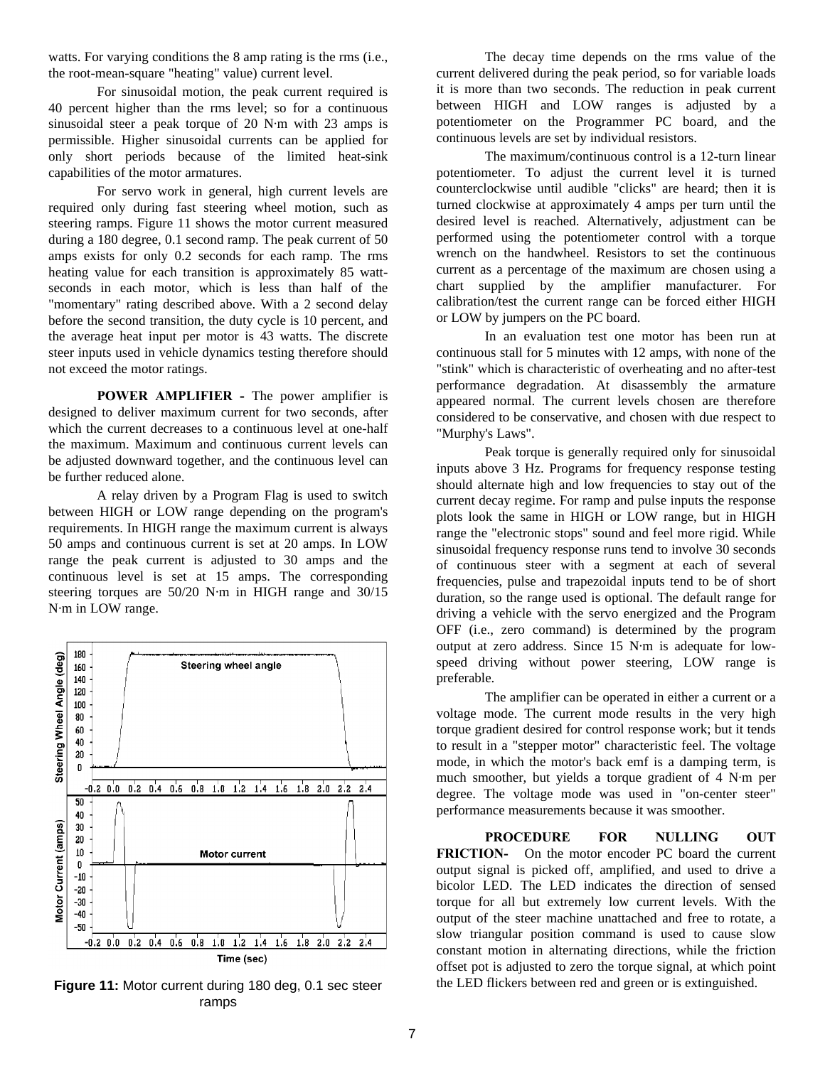watts. For varying conditions the 8 amp rating is the rms (i.e., the root-mean-square "heating" value) current level.

For sinusoidal motion, the peak current required is 40 percent higher than the rms level; so for a continuous sinusoidal steer a peak torque of 20 N·m with 23 amps is permissible. Higher sinusoidal currents can be applied for only short periods because of the limited heat-sink capabilities of the motor armatures.

For servo work in general, high current levels are required only during fast steering wheel motion, such as steering ramps. Figure 11 shows the motor current measured during a 180 degree, 0.1 second ramp. The peak current of 50 amps exists for only 0.2 seconds for each ramp. The rms heating value for each transition is approximately 85 watt-seconds in each motor, which is less than half of the "momentary" rating described above. With a 2 second delay before the second transition, the duty cycle is 10 percent, and the average heat input per motor is 43 watts. The discrete steer inputs used in vehicle dynamics testing therefore should not exceed the motor ratings.

**POWER AMPLIFIER -** The power amplifier is designed to deliver maximum current for two seconds, after which the current decreases to a continuous level at one-half the maximum. Maximum and continuous current levels can be adjusted downward together, and the continuous level can be further reduced alone.

A relay driven by a Program Flag is used to switch between HIGH or LOW range depending on the program's requirements. In HIGH range the maximum current is always 50 amps and continuous current is set at 20 amps. In LOW range the peak current is adjusted to 30 amps and the continuous level is set at 15 amps. The corresponding steering torques are 50/20 N·m in HIGH range and 30/15 N·m in LOW range.

**Figure 11:** Motor current during 180 deg, 0.1 sec steer ramps

The decay time depends on the rms value of the current delivered during the peak period, so for variable loads it is more than two seconds. The reduction in peak current between HIGH and LOW ranges is adjusted by a potentiometer on the Programmer PC board, and the continuous levels are set by individual resistors.

The maximum/continuous control is a 12-turn linear potentiometer. To adjust the current level it is turned counterclockwise until audible "clicks" are heard; then it is turned clockwise at approximately 4 amps per turn until the desired level is reached. Alternatively, adjustment can be performed using the potentiometer control with a torque wrench on the handwheel. Resistors to set the continuous current as a percentage of the maximum are chosen using a chart supplied by the amplifier manufacturer. For calibration/test the current range can be forced either HIGH or LOW by jumpers on the PC board.

In an evaluation test one motor has been run at continuous stall for 5 minutes with 12 amps, with none of the "stink" which is characteristic of overheating and no after-test performance degradation. At disassembly the armature appeared normal. The current levels chosen are therefore considered to be conservative, and chosen with due respect to "Murphy's Laws".

Peak torque is generally required only for sinusoidal inputs above 3 Hz. Programs for frequency response testing should alternate high and low frequencies to stay out of the current decay regime. For ramp and pulse inputs the response plots look the same in HIGH or LOW range, but in HIGH range the "electronic stops" sound and feel more rigid. While sinusoidal frequency response runs tend to involve 30 seconds of continuous steer with a segment at each of several frequencies, pulse and trapezoidal inputs tend to be of short duration, so the range used is optional. The default range for driving a vehicle with the servo energized and the Program OFF (i.e., zero command) is determined by the program output at zero address. Since 15 N·m is adequate for low-speed driving without power steering, LOW range is preferable.

The amplifier can be operated in either a current or a voltage mode. The current mode results in the very high torque gradient desired for control response work; but it tends to result in a "stepper motor" characteristic feel. The voltage mode, in which the motor's back emf is a damping term, is much smoother, but yields a torque gradient of 4 N·m per degree. The voltage mode was used in "on-center steer" performance measurements because it was smoother.

**PROCEDURE FOR NULLING OUT FRICTION-** On the motor encoder PC board the current output signal is picked off, amplified, and used to drive a bicolor LED. The LED indicates the direction of sensed torque for all but extremely low current levels. With the output of the steer machine unattached and free to rotate, a slow triangular position command is used to cause slow constant motion in alternating directions, while the friction offset pot is adjusted to zero the torque signal, at which point the LED flickers between red and green or is extinguished.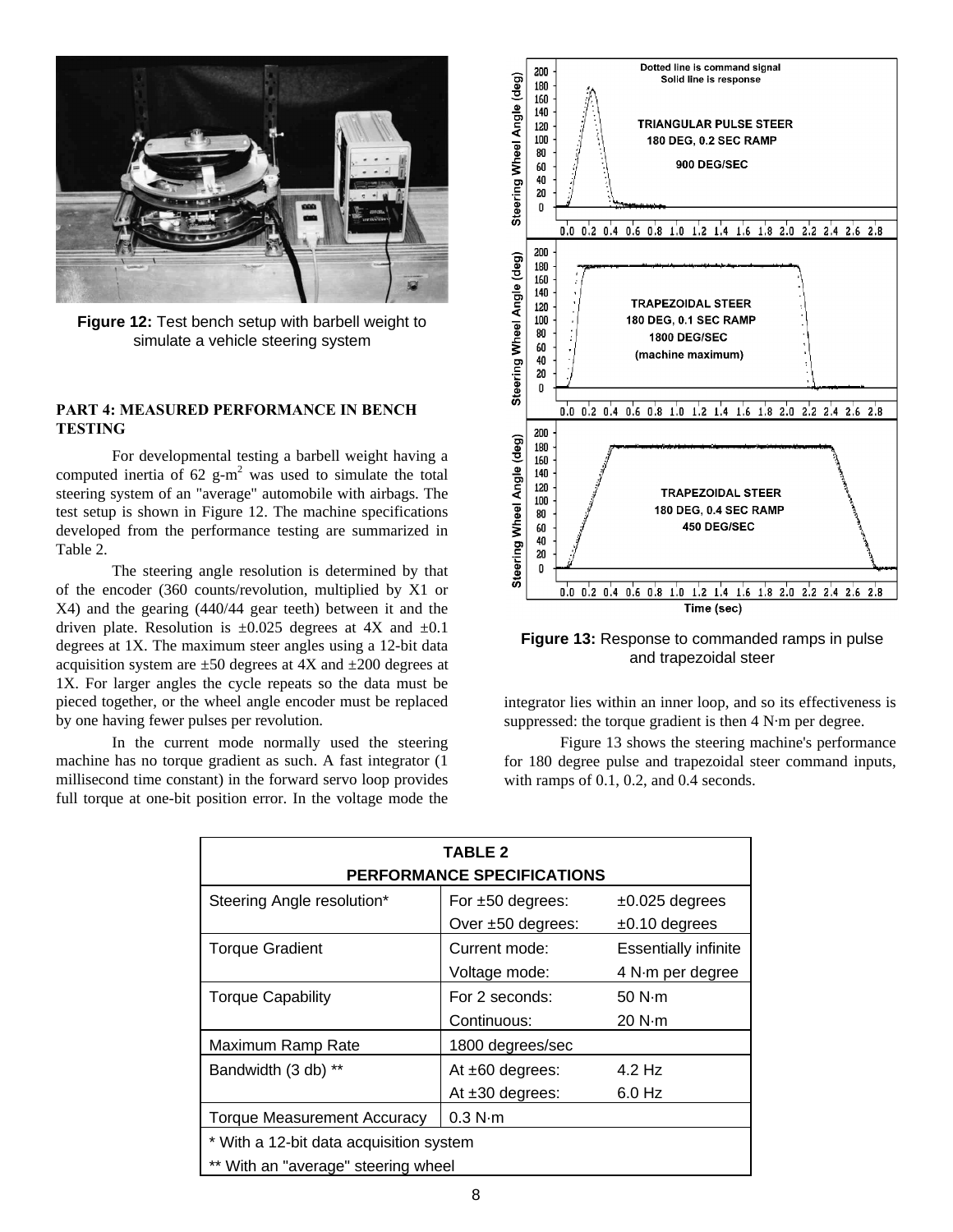Figure 12: Test bench setup with barbell weight to simulate a vehicle steering system

## PART 4: MEASURED PERFORMANCE IN BENCH TESTING

For developmental testing a barbell weight having a computed inertia of 62 g-m$^2$ was used to simulate the total steering system of an "average" automobile with airbags. The test setup is shown in Figure 12. The machine specifications developed from the performance testing are summarized in Table 2.

The steering angle resolution is determined by that of the encoder (360 counts/revolution, multiplied by X1 or X4) and the gearing (440/44 gear teeth) between it and the driven plate. Resolution is ±0.025 degrees at 4X and ±0.1 degrees at 1X. The maximum steer angles using a 12-bit data acquisition system are ±50 degrees at 4X and ±200 degrees at 1X. For larger angles the cycle repeats so the data must be pieced together, or the wheel angle encoder must be replaced by one having fewer pulses per revolution.

In the current mode normally used the steering machine has no torque gradient as such. A fast integrator (1 millisecond time constant) in the forward servo loop provides full torque at one-bit position error. In the voltage mode the integrator lies within an inner loop, and so its effectiveness is suppressed: the torque gradient is then 4 N·m per degree.

Figure 13 shows the steering machine's performance for 180 degree pulse and trapezoidal steer command inputs, with ramps of 0.1, 0.2, and 0.4 seconds.

Figure 13: Response to commanded ramps in pulse and trapezoidal steer

| TABLE 2 PERFORMANCE SPECIFICATIONS | | |
|---|---|---|
| Steering Angle resolution* | For ±50 degrees: | ±0.025 degrees |
| | Over ±50 degrees: | ±0.10 degrees |
| Torque Gradient | Current mode: | Essentially infinite |
| | Voltage mode: | 4 N·m per degree |
| Torque Capability | For 2 seconds: | 50 N·m |
| | Continuous: | 20 N·m |
| Maximum Ramp Rate | 1800 degrees/sec | |
| Bandwidth (3 db) ** | At ±60 degrees: | 4.2 Hz |
| | At ±30 degrees: | 6.0 Hz |
| Torque Measurement Accuracy | 0.3 N·m | |
| * With a 12-bit data acquisition system | | |
| ** With an "average" steering wheel | | |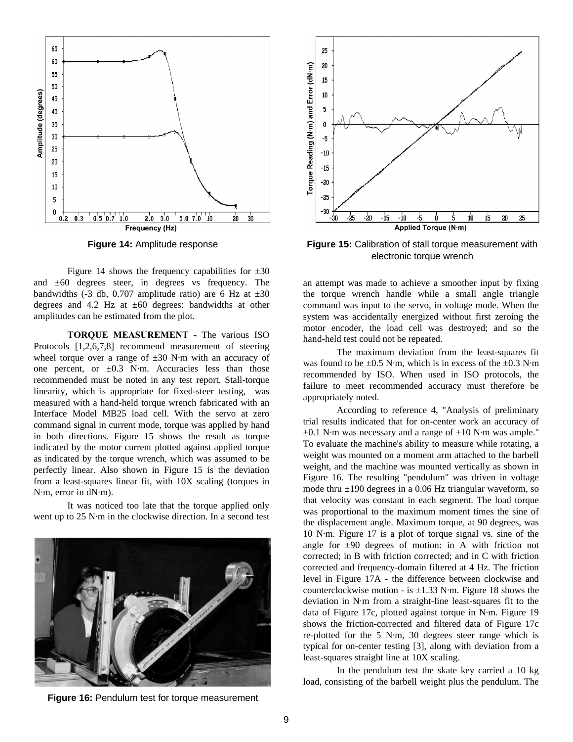**Figure 14:** Amplitude response

**Figure 15:** Calibration of stall torque measurement with electronic torque wrench

Figure 14 shows the frequency capabilities for ±30 and ±60 degrees steer, in degrees vs frequency. The bandwidths (-3 db, 0.707 amplitude ratio) are 6 Hz at ±30 degrees and 4.2 Hz at ±60 degrees: bandwidths at other amplitudes can be estimated from the plot.

**TORQUE MEASUREMENT -** The various ISO Protocols [1,2,6,7,8] recommend measurement of steering wheel torque over a range of ±30 N·m with an accuracy of one percent, or ±0.3 N·m. Accuracies less than those recommended must be noted in any test report. Stall-torque linearity, which is appropriate for fixed-steer testing, was measured with a hand-held torque wrench fabricated with an Interface Model MB25 load cell. With the servo at zero command signal in current mode, torque was applied by hand in both directions. Figure 15 shows the result as torque indicated by the motor current plotted against applied torque as indicated by the torque wrench, which was assumed to be perfectly linear. Also shown in Figure 15 is the deviation from a least-squares linear fit, with 10X scaling (torques in N·m, error in dN·m).

It was noticed too late that the torque applied only went up to 25 N·m in the clockwise direction. In a second test an attempt was made to achieve a smoother input by fixing the torque wrench handle while a small angle triangle command was input to the servo, in voltage mode. When the system was accidentally energized without first zeroing the motor encoder, the load cell was destroyed; and so the hand-held test could not be repeated.

The maximum deviation from the least-squares fit was found to be ±0.5 N·m, which is in excess of the ±0.3 N·m recommended by ISO. When used in ISO protocols, the failure to meet recommended accuracy must therefore be appropriately noted.

According to reference 4, "Analysis of preliminary trial results indicated that for on-center work an accuracy of ±0.1 N·m was necessary and a range of ±10 N·m was ample." To evaluate the machine's ability to measure while rotating, a weight was mounted on a moment arm attached to the barbell weight, and the machine was mounted vertically as shown in Figure 16. The resulting "pendulum" was driven in voltage mode thru ±190 degrees in a 0.06 Hz triangular waveform, so that velocity was constant in each segment. The load torque was proportional to the maximum moment times the sine of the displacement angle. Maximum torque, at 90 degrees, was 10 N·m. Figure 17 is a plot of torque signal vs. sine of the angle for ±90 degrees of motion: in A with friction not corrected; in B with friction corrected; and in C with friction corrected and frequency-domain filtered at 4 Hz. The friction level in Figure 17A - the difference between clockwise and counterclockwise motion - is ±1.33 N·m. Figure 18 shows the deviation in N·m from a straight-line least-squares fit to the data of Figure 17c, plotted against torque in N·m. Figure 19 shows the friction-corrected and filtered data of Figure 17c re-plotted for the 5 N·m, 30 degrees steer range which is typical for on-center testing [3], along with deviation from a least-squares straight line at 10X scaling.

**Figure 16:** Pendulum test for torque measurement

In the pendulum test the skate key carried a 10 kg load, consisting of the barbell weight plus the pendulum. The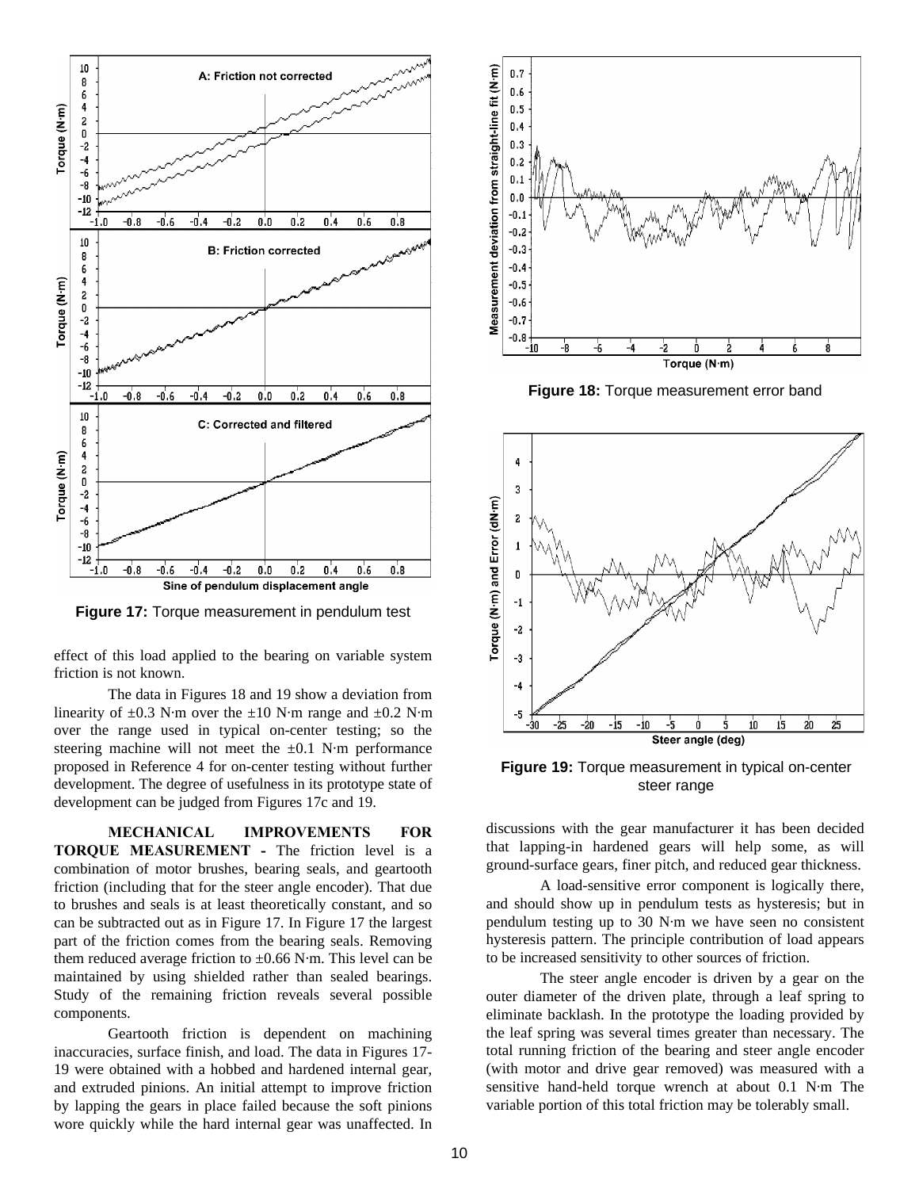Figure 17: Torque measurement in pendulum test

Figure 18: Torque measurement error band

Figure 19: Torque measurement in typical on-center steer range

effect of this load applied to the bearing on variable system friction is not known.

The data in Figures 18 and 19 show a deviation from linearity of ±0.3 N·m over the ±10 N·m range and ±0.2 N·m over the range used in typical on-center testing; so the steering machine will not meet the ±0.1 N·m performance proposed in Reference 4 for on-center testing without further development. The degree of usefulness in its prototype state of development can be judged from Figures 17c and 19.

**MECHANICAL IMPROVEMENTS FOR TORQUE MEASUREMENT -** The friction level is a combination of motor brushes, bearing seals, and geartooth friction (including that for the steer angle encoder). That due to brushes and seals is at least theoretically constant, and so can be subtracted out as in Figure 17. In Figure 17 the largest part of the friction comes from the bearing seals. Removing them reduced average friction to ±0.66 N·m. This level can be maintained by using shielded rather than sealed bearings. Study of the remaining friction reveals several possible components.

Geartooth friction is dependent on machining inaccuracies, surface finish, and load. The data in Figures 17-19 were obtained with a hobbed and hardened internal gear, and extruded pinions. An initial attempt to improve friction by lapping the gears in place failed because the soft pinions wore quickly while the hard internal gear was unaffected. In discussions with the gear manufacturer it has been decided that lapping-in hardened gears will help some, as will ground-surface gears, finer pitch, and reduced gear thickness.

A load-sensitive error component is logically there, and should show up in pendulum tests as hysteresis; but in pendulum testing up to 30 N·m we have seen no consistent hysteresis pattern. The principle contribution of load appears to be increased sensitivity to other sources of friction.

The steer angle encoder is driven by a gear on the outer diameter of the driven plate, through a leaf spring to eliminate backlash. In the prototype the loading provided by the leaf spring was several times greater than necessary. The total running friction of the bearing and steer angle encoder (with motor and drive gear removed) was measured with a sensitive hand-held torque wrench at about 0.1 N·m The variable portion of this total friction may be tolerably small.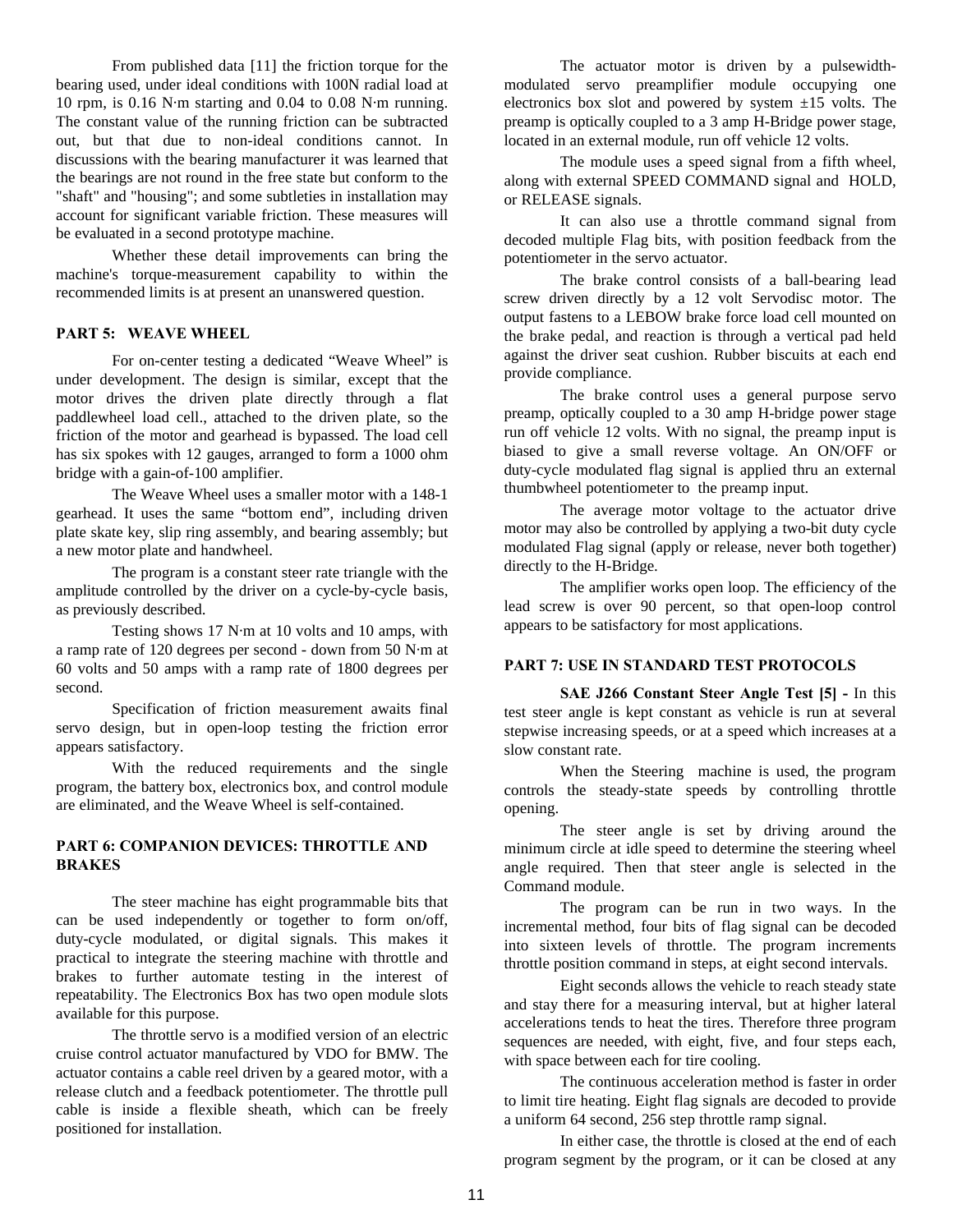From published data [11] the friction torque for the bearing used, under ideal conditions with 100N radial load at 10 rpm, is 0.16 N·m starting and 0.04 to 0.08 N·m running. The constant value of the running friction can be subtracted out, but that due to non-ideal conditions cannot. In discussions with the bearing manufacturer it was learned that the bearings are not round in the free state but conform to the "shaft" and "housing"; and some subtleties in installation may account for significant variable friction. These measures will be evaluated in a second prototype machine.

Whether these detail improvements can bring the machine's torque-measurement capability to within the recommended limits is at present an unanswered question.

## PART 5: WEAVE WHEEL

For on-center testing a dedicated "Weave Wheel" is under development. The design is similar, except that the motor drives the driven plate directly through a flat paddlewheel load cell., attached to the driven plate, so the friction of the motor and gearhead is bypassed. The load cell has six spokes with 12 gauges, arranged to form a 1000 ohm bridge with a gain-of-100 amplifier.

The Weave Wheel uses a smaller motor with a 148-1 gearhead. It uses the same "bottom end", including driven plate skate key, slip ring assembly, and bearing assembly; but a new motor plate and handwheel.

The program is a constant steer rate triangle with the amplitude controlled by the driver on a cycle-by-cycle basis, as previously described.

Testing shows 17 N·m at 10 volts and 10 amps, with a ramp rate of 120 degrees per second - down from 50 N·m at 60 volts and 50 amps with a ramp rate of 1800 degrees per second.

Specification of friction measurement awaits final servo design, but in open-loop testing the friction error appears satisfactory.

With the reduced requirements and the single program, the battery box, electronics box, and control module are eliminated, and the Weave Wheel is self-contained.

## PART 6: COMPANION DEVICES: THROTTLE AND BRAKES

The steer machine has eight programmable bits that can be used independently or together to form on/off, duty-cycle modulated, or digital signals. This makes it practical to integrate the steering machine with throttle and brakes to further automate testing in the interest of repeatability. The Electronics Box has two open module slots available for this purpose.

The throttle servo is a modified version of an electric cruise control actuator manufactured by VDO for BMW. The actuator contains a cable reel driven by a geared motor, with a release clutch and a feedback potentiometer. The throttle pull cable is inside a flexible sheath, which can be freely positioned for installation.

The actuator motor is driven by a pulsewidth-modulated servo preamplifier module occupying one electronics box slot and powered by system ±15 volts. The preamp is optically coupled to a 3 amp H-Bridge power stage, located in an external module, run off vehicle 12 volts.

The module uses a speed signal from a fifth wheel, along with external SPEED COMMAND signal and HOLD, or RELEASE signals.

It can also use a throttle command signal from decoded multiple Flag bits, with position feedback from the potentiometer in the servo actuator.

The brake control consists of a ball-bearing lead screw driven directly by a 12 volt Servodisc motor. The output fastens to a LEBOW brake force load cell mounted on the brake pedal, and reaction is through a vertical pad held against the driver seat cushion. Rubber biscuits at each end provide compliance.

The brake control uses a general purpose servo preamp, optically coupled to a 30 amp H-bridge power stage run off vehicle 12 volts. With no signal, the preamp input is biased to give a small reverse voltage. An ON/OFF or duty-cycle modulated flag signal is applied thru an external thumbwheel potentiometer to the preamp input.

The average motor voltage to the actuator drive motor may also be controlled by applying a two-bit duty cycle modulated Flag signal (apply or release, never both together) directly to the H-Bridge.

The amplifier works open loop. The efficiency of the lead screw is over 90 percent, so that open-loop control appears to be satisfactory for most applications.

## PART 7: USE IN STANDARD TEST PROTOCOLS

**SAE J266 Constant Steer Angle Test [5] -** In this test steer angle is kept constant as vehicle is run at several stepwise increasing speeds, or at a speed which increases at a slow constant rate.

When the Steering machine is used, the program controls the steady-state speeds by controlling throttle opening.

The steer angle is set by driving around the minimum circle at idle speed to determine the steering wheel angle required. Then that steer angle is selected in the Command module.

The program can be run in two ways. In the incremental method, four bits of flag signal can be decoded into sixteen levels of throttle. The program increments throttle position command in steps, at eight second intervals.

Eight seconds allows the vehicle to reach steady state and stay there for a measuring interval, but at higher lateral accelerations tends to heat the tires. Therefore three program sequences are needed, with eight, five, and four steps each, with space between each for tire cooling.

The continuous acceleration method is faster in order to limit tire heating. Eight flag signals are decoded to provide a uniform 64 second, 256 step throttle ramp signal.

In either case, the throttle is closed at the end of each program segment by the program, or it can be closed at any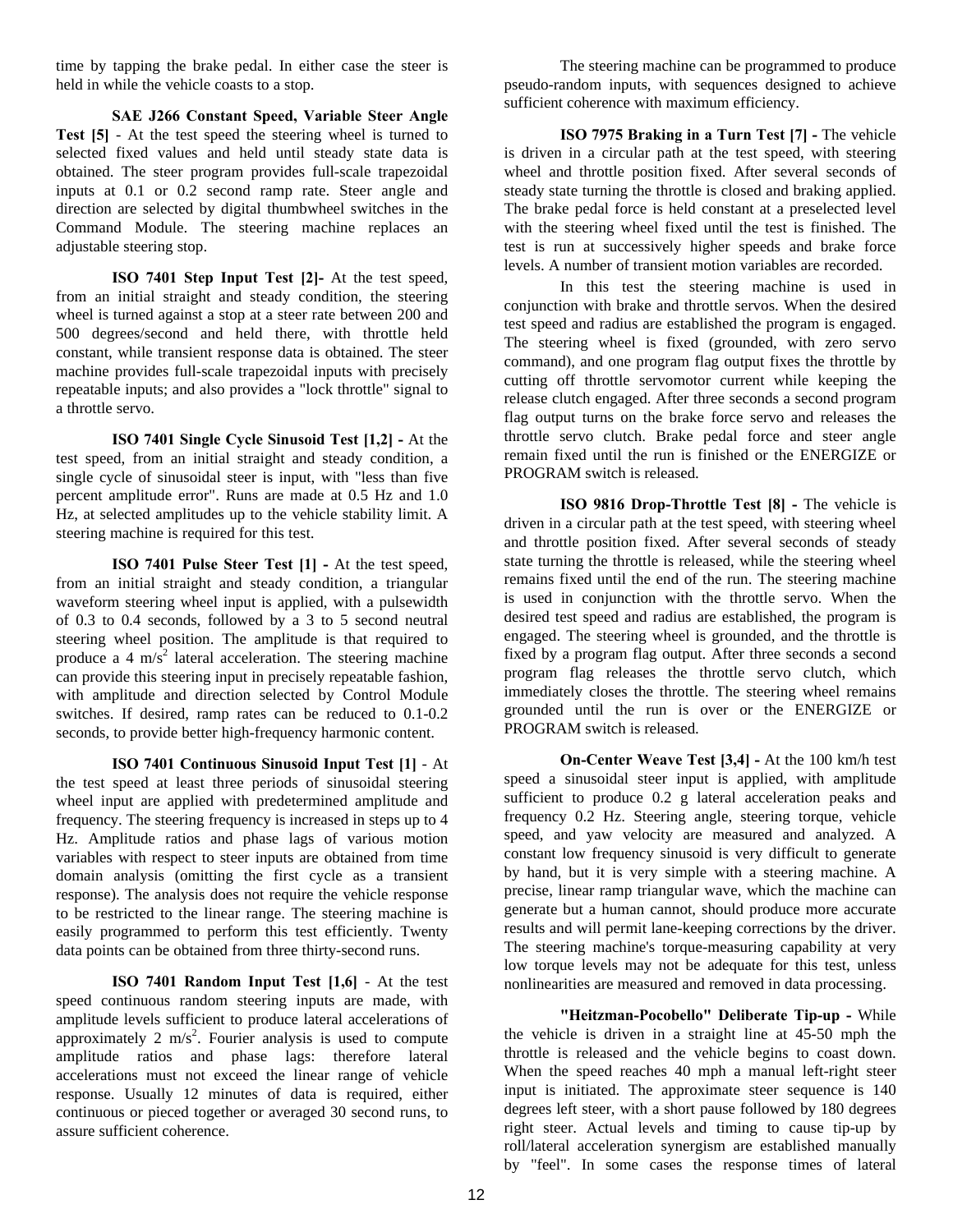time by tapping the brake pedal. In either case the steer is held in while the vehicle coasts to a stop.

**SAE J266 Constant Speed, Variable Steer Angle Test [5]** - At the test speed the steering wheel is turned to selected fixed values and held until steady state data is obtained. The steer program provides full-scale trapezoidal inputs at 0.1 or 0.2 second ramp rate. Steer angle and direction are selected by digital thumbwheel switches in the Command Module. The steering machine replaces an adjustable steering stop.

**ISO 7401 Step Input Test [2]-** At the test speed, from an initial straight and steady condition, the steering wheel is turned against a stop at a steer rate between 200 and 500 degrees/second and held there, with throttle held constant, while transient response data is obtained. The steer machine provides full-scale trapezoidal inputs with precisely repeatable inputs; and also provides a "lock throttle" signal to a throttle servo.

**ISO 7401 Single Cycle Sinusoid Test [1,2] -** At the test speed, from an initial straight and steady condition, a single cycle of sinusoidal steer is input, with "less than five percent amplitude error". Runs are made at 0.5 Hz and 1.0 Hz, at selected amplitudes up to the vehicle stability limit. A steering machine is required for this test.

**ISO 7401 Pulse Steer Test [1] -** At the test speed, from an initial straight and steady condition, a triangular waveform steering wheel input is applied, with a pulsewidth of 0.3 to 0.4 seconds, followed by a 3 to 5 second neutral steering wheel position. The amplitude is that required to produce a 4 $m/s^2$ lateral acceleration. The steering machine can provide this steering input in precisely repeatable fashion, with amplitude and direction selected by Control Module switches. If desired, ramp rates can be reduced to 0.1-0.2 seconds, to provide better high-frequency harmonic content.

**ISO 7401 Continuous Sinusoid Input Test [1]** - At the test speed at least three periods of sinusoidal steering wheel input are applied with predetermined amplitude and frequency. The steering frequency is increased in steps up to 4 Hz. Amplitude ratios and phase lags of various motion variables with respect to steer inputs are obtained from time domain analysis (omitting the first cycle as a transient response). The analysis does not require the vehicle response to be restricted to the linear range. The steering machine is easily programmed to perform this test efficiently. Twenty data points can be obtained from three thirty-second runs.

**ISO 7401 Random Input Test [1,6]** - At the test speed continuous random steering inputs are made, with amplitude levels sufficient to produce lateral accelerations of approximately 2 $m/s^2$. Fourier analysis is used to compute amplitude ratios and phase lags: therefore lateral accelerations must not exceed the linear range of vehicle response. Usually 12 minutes of data is required, either continuous or pieced together or averaged 30 second runs, to assure sufficient coherence.

The steering machine can be programmed to produce pseudo-random inputs, with sequences designed to achieve sufficient coherence with maximum efficiency.

**ISO 7975 Braking in a Turn Test [7] -** The vehicle is driven in a circular path at the test speed, with steering wheel and throttle position fixed. After several seconds of steady state turning the throttle is closed and braking applied. The brake pedal force is held constant at a preselected level with the steering wheel fixed until the test is finished. The test is run at successively higher speeds and brake force levels. A number of transient motion variables are recorded.

In this test the steering machine is used in conjunction with brake and throttle servos. When the desired test speed and radius are established the program is engaged. The steering wheel is fixed (grounded, with zero servo command), and one program flag output fixes the throttle by cutting off throttle servomotor current while keeping the release clutch engaged. After three seconds a second program flag output turns on the brake force servo and releases the throttle servo clutch. Brake pedal force and steer angle remain fixed until the run is finished or the ENERGIZE or PROGRAM switch is released.

**ISO 9816 Drop-Throttle Test [8] -** The vehicle is driven in a circular path at the test speed, with steering wheel and throttle position fixed. After several seconds of steady state turning the throttle is released, while the steering wheel remains fixed until the end of the run. The steering machine is used in conjunction with the throttle servo. When the desired test speed and radius are established, the program is engaged. The steering wheel is grounded, and the throttle is fixed by a program flag output. After three seconds a second program flag releases the throttle servo clutch, which immediately closes the throttle. The steering wheel remains grounded until the run is over or the ENERGIZE or PROGRAM switch is released.

**On-Center Weave Test [3,4] -** At the 100 km/h test speed a sinusoidal steer input is applied, with amplitude sufficient to produce 0.2 g lateral acceleration peaks and frequency 0.2 Hz. Steering angle, steering torque, vehicle speed, and yaw velocity are measured and analyzed. A constant low frequency sinusoid is very difficult to generate by hand, but it is very simple with a steering machine. A precise, linear ramp triangular wave, which the machine can generate but a human cannot, should produce more accurate results and will permit lane-keeping corrections by the driver. The steering machine's torque-measuring capability at very low torque levels may not be adequate for this test, unless nonlinearities are measured and removed in data processing.

**"Heitzman-Pocobello" Deliberate Tip-up -** While the vehicle is driven in a straight line at 45-50 mph the throttle is released and the vehicle begins to coast down. When the speed reaches 40 mph a manual left-right steer input is initiated. The approximate steer sequence is 140 degrees left steer, with a short pause followed by 180 degrees right steer. Actual levels and timing to cause tip-up by roll/lateral acceleration synergism are established manually by "feel". In some cases the response times of lateral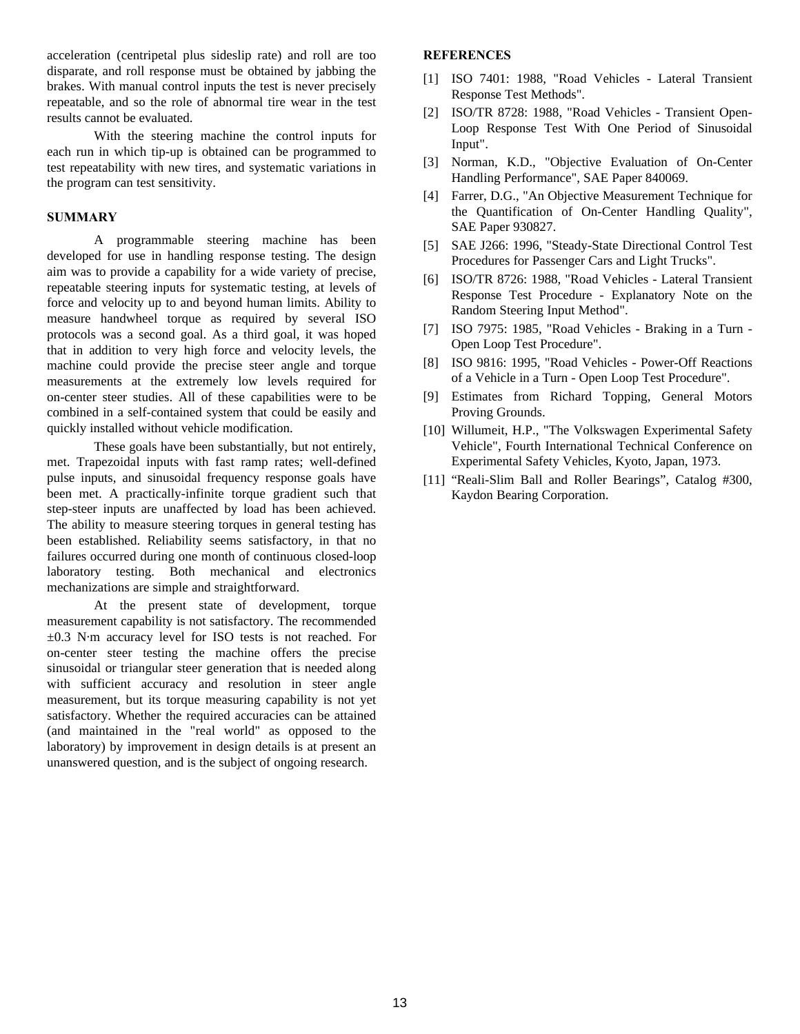acceleration (centripetal plus sideslip rate) and roll are too disparate, and roll response must be obtained by jabbing the brakes. With manual control inputs the test is never precisely repeatable, and so the role of abnormal tire wear in the test results cannot be evaluated.

With the steering machine the control inputs for each run in which tip-up is obtained can be programmed to test repeatability with new tires, and systematic variations in the program can test sensitivity.

## SUMMARY

A programmable steering machine has been developed for use in handling response testing. The design aim was to provide a capability for a wide variety of precise, repeatable steering inputs for systematic testing, at levels of force and velocity up to and beyond human limits. Ability to measure handwheel torque as required by several ISO protocols was a second goal. As a third goal, it was hoped that in addition to very high force and velocity levels, the machine could provide the precise steer angle and torque measurements at the extremely low levels required for on-center steer studies. All of these capabilities were to be combined in a self-contained system that could be easily and quickly installed without vehicle modification.

These goals have been substantially, but not entirely, met. Trapezoidal inputs with fast ramp rates; well-defined pulse inputs, and sinusoidal frequency response goals have been met. A practically-infinite torque gradient such that step-steer inputs are unaffected by load has been achieved. The ability to measure steering torques in general testing has been established. Reliability seems satisfactory, in that no failures occurred during one month of continuous closed-loop laboratory testing. Both mechanical and electronics mechanizations are simple and straightforward.

At the present state of development, torque measurement capability is not satisfactory. The recommended ±0.3 N·m accuracy level for ISO tests is not reached. For on-center steer testing the machine offers the precise sinusoidal or triangular steer generation that is needed along with sufficient accuracy and resolution in steer angle measurement, but its torque measuring capability is not yet satisfactory. Whether the required accuracies can be attained (and maintained in the "real world" as opposed to the laboratory) by improvement in design details is at present an unanswered question, and is the subject of ongoing research.

## REFERENCES

[1] ISO 7401: 1988, "Road Vehicles - Lateral Transient Response Test Methods".

[2] ISO/TR 8728: 1988, "Road Vehicles - Transient Open-Loop Response Test With One Period of Sinusoidal Input".

[3] Norman, K.D., "Objective Evaluation of On-Center Handling Performance", SAE Paper 840069.

[4] Farrer, D.G., "An Objective Measurement Technique for the Quantification of On-Center Handling Quality", SAE Paper 930827.

[5] SAE J266: 1996, "Steady-State Directional Control Test Procedures for Passenger Cars and Light Trucks".

[6] ISO/TR 8726: 1988, "Road Vehicles - Lateral Transient Response Test Procedure - Explanatory Note on the Random Steering Input Method".

[7] ISO 7975: 1985, "Road Vehicles - Braking in a Turn - Open Loop Test Procedure".

[8] ISO 9816: 1995, "Road Vehicles - Power-Off Reactions of a Vehicle in a Turn - Open Loop Test Procedure".

[9] Estimates from Richard Topping, General Motors Proving Grounds.

[10] Willumeit, H.P., "The Volkswagen Experimental Safety Vehicle", Fourth International Technical Conference on Experimental Safety Vehicles, Kyoto, Japan, 1973.

[11] "Reali-Slim Ball and Roller Bearings", Catalog #300, Kaydon Bearing Corporation.